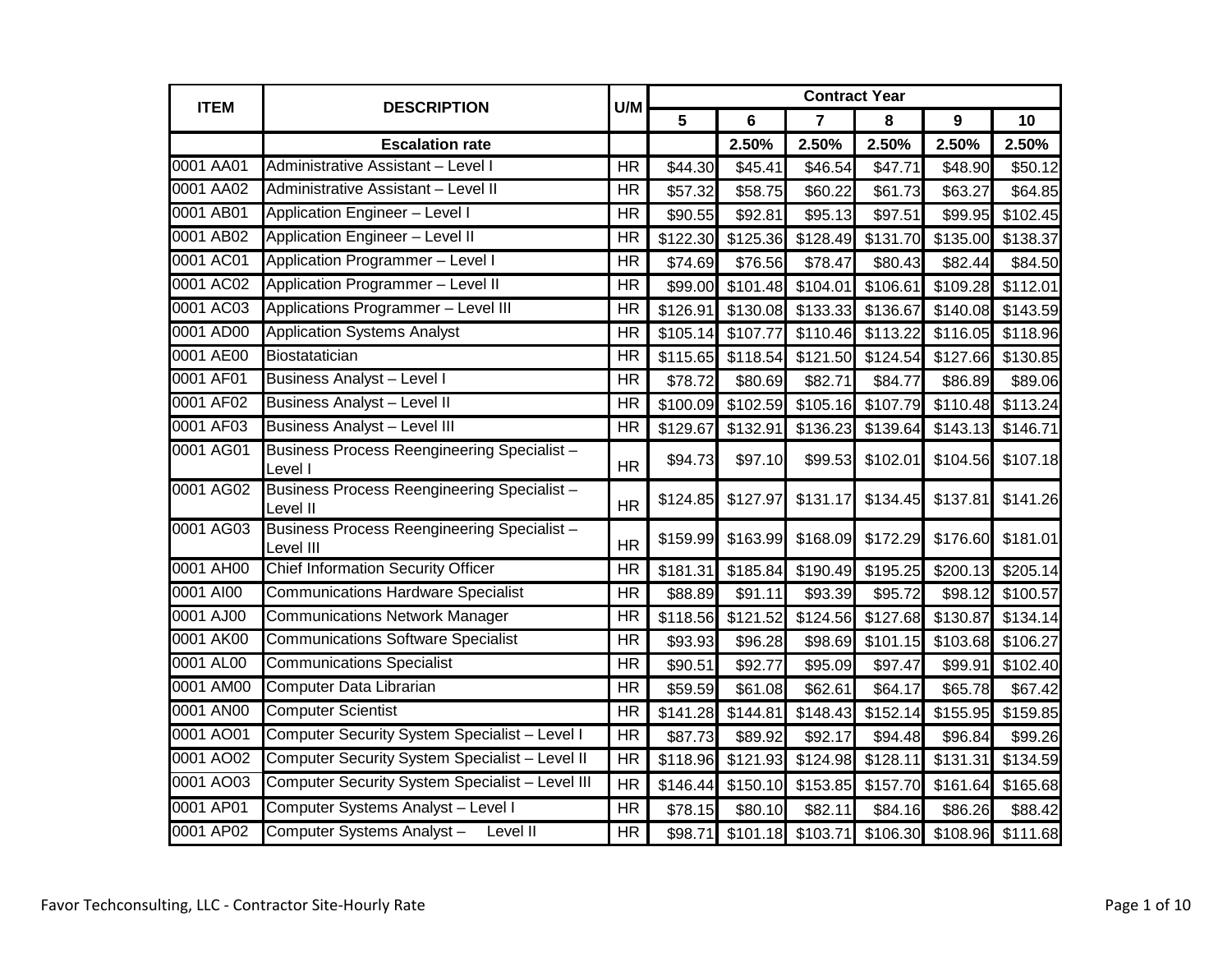| ITEM | DESCRIPTION | U/M | Contract Year | | | | | |
|---|---|---|---|---|---|---|---|---|
| | | | 5 | 6 | 7 | 8 | 9 | 10 |
| | **Escalation rate** | | | 2.50% | 2.50% | 2.50% | 2.50% | 2.50% |
| 0001 AA01 | Administrative Assistant – Level I | HR | $44.30 | $45.41 | $46.54 | $47.71 | $48.90 | $50.12 |
| 0001 AA02 | Administrative Assistant – Level II | HR | $57.32 | $58.75 | $60.22 | $61.73 | $63.27 | $64.85 |
| 0001 AB01 | Application Engineer – Level I | HR | $90.55 | $92.81 | $95.13 | $97.51 | $99.95 | $102.45 |
| 0001 AB02 | Application Engineer – Level II | HR | $122.30 | $125.36 | $128.49 | $131.70 | $135.00 | $138.37 |
| 0001 AC01 | Application Programmer – Level I | HR | $74.69 | $76.56 | $78.47 | $80.43 | $82.44 | $84.50 |
| 0001 AC02 | Application Programmer – Level II | HR | $99.00 | $101.48 | $104.01 | $106.61 | $109.28 | $112.01 |
| 0001 AC03 | Applications Programmer – Level III | HR | $126.91 | $130.08 | $133.33 | $136.67 | $140.08 | $143.59 |
| 0001 AD00 | Application Systems Analyst | HR | $105.14 | $107.77 | $110.46 | $113.22 | $116.05 | $118.96 |
| 0001 AE00 | Biostatatician | HR | $115.65 | $118.54 | $121.50 | $124.54 | $127.66 | $130.85 |
| 0001 AF01 | Business Analyst – Level I | HR | $78.72 | $80.69 | $82.71 | $84.77 | $86.89 | $89.06 |
| 0001 AF02 | Business Analyst – Level II | HR | $100.09 | $102.59 | $105.16 | $107.79 | $110.48 | $113.24 |
| 0001 AF03 | Business Analyst – Level III | HR | $129.67 | $132.91 | $136.23 | $139.64 | $143.13 | $146.71 |
| 0001 AG01 | Business Process Reengineering Specialist – Level I | HR | $94.73 | $97.10 | $99.53 | $102.01 | $104.56 | $107.18 |
| 0001 AG02 | Business Process Reengineering Specialist – Level II | HR | $124.85 | $127.97 | $131.17 | $134.45 | $137.81 | $141.26 |
| 0001 AG03 | Business Process Reengineering Specialist – Level III | HR | $159.99 | $163.99 | $168.09 | $172.29 | $176.60 | $181.01 |
| 0001 AH00 | Chief Information Security Officer | HR | $181.31 | $185.84 | $190.49 | $195.25 | $200.13 | $205.14 |
| 0001 AI00 | Communications Hardware Specialist | HR | $88.89 | $91.11 | $93.39 | $95.72 | $98.12 | $100.57 |
| 0001 AJ00 | Communications Network Manager | HR | $118.56 | $121.52 | $124.56 | $127.68 | $130.87 | $134.14 |
| 0001 AK00 | Communications Software Specialist | HR | $93.93 | $96.28 | $98.69 | $101.15 | $103.68 | $106.27 |
| 0001 AL00 | Communications Specialist | HR | $90.51 | $92.77 | $95.09 | $97.47 | $99.91 | $102.40 |
| 0001 AM00 | Computer Data Librarian | HR | $59.59 | $61.08 | $62.61 | $64.17 | $65.78 | $67.42 |
| 0001 AN00 | Computer Scientist | HR | $141.28 | $144.81 | $148.43 | $152.14 | $155.95 | $159.85 |
| 0001 AO01 | Computer Security System Specialist – Level I | HR | $87.73 | $89.92 | $92.17 | $94.48 | $96.84 | $99.26 |
| 0001 AO02 | Computer Security System Specialist – Level II | HR | $118.96 | $121.93 | $124.98 | $128.11 | $131.31 | $134.59 |
| 0001 AO03 | Computer Security System Specialist – Level III | HR | $146.44 | $150.10 | $153.85 | $157.70 | $161.64 | $165.68 |
| 0001 AP01 | Computer Systems Analyst – Level I | HR | $78.15 | $80.10 | $82.11 | $84.16 | $86.26 | $88.42 |
| 0001 AP02 | Computer Systems Analyst – Level II | HR | $98.71 | $101.18 | $103.71 | $106.30 | $108.96 | $111.68 |

Favor Techconsulting, LLC - Contractor Site-Hourly Rate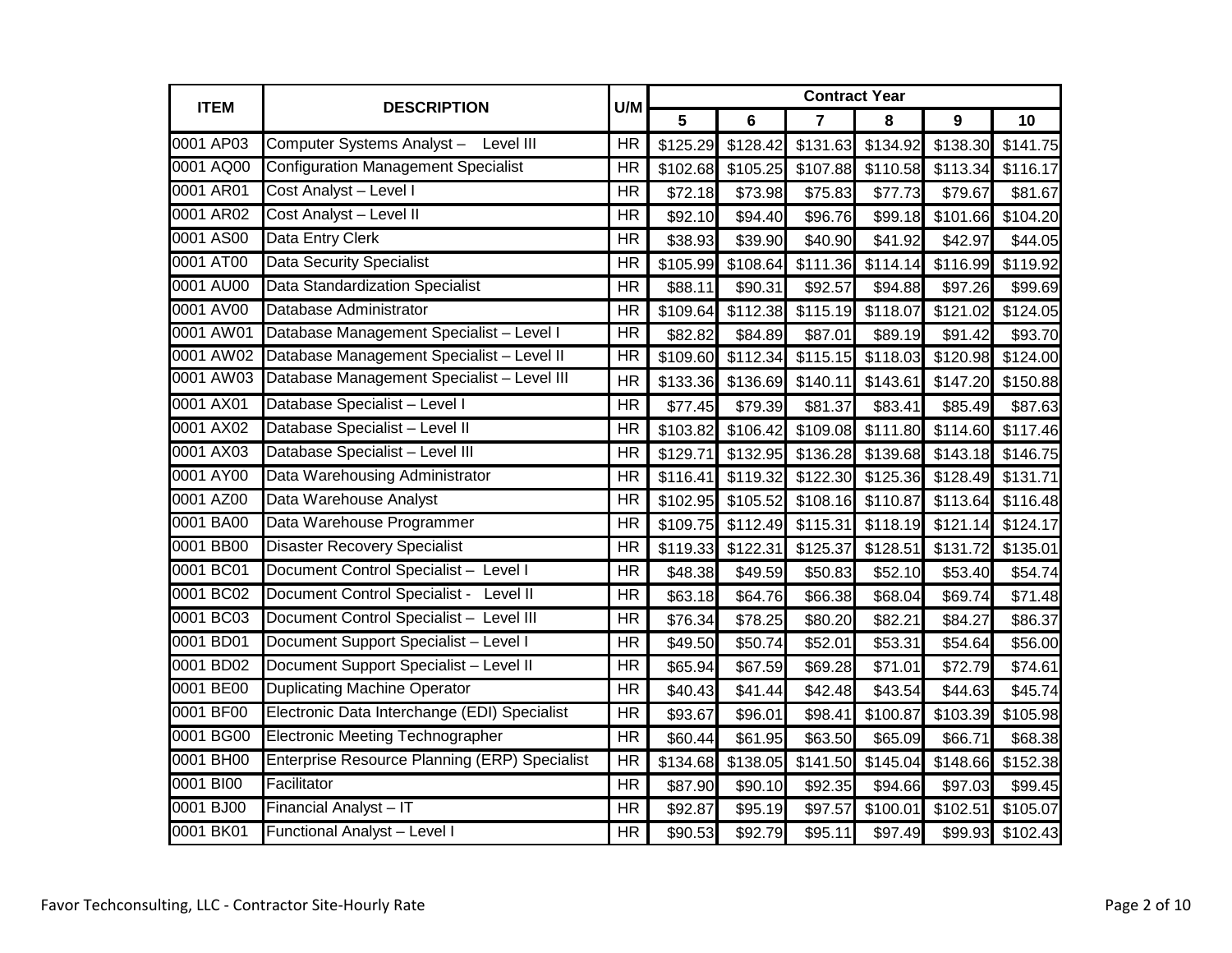| ITEM | DESCRIPTION | U/M | Contract Year | | | | | |
|---|---|---|---|---|---|---|---|---|
| | | | 5 | 6 | 7 | 8 | 9 | 10 |
| 0001 AP03 | Computer Systems Analyst – Level III | HR | $125.29 | $128.42 | $131.63 | $134.92 | $138.30 | $141.75 |
| 0001 AQ00 | Configuration Management Specialist | HR | $102.68 | $105.25 | $107.88 | $110.58 | $113.34 | $116.17 |
| 0001 AR01 | Cost Analyst – Level I | HR | $72.18 | $73.98 | $75.83 | $77.73 | $79.67 | $81.67 |
| 0001 AR02 | Cost Analyst – Level II | HR | $92.10 | $94.40 | $96.76 | $99.18 | $101.66 | $104.20 |
| 0001 AS00 | Data Entry Clerk | HR | $38.93 | $39.90 | $40.90 | $41.92 | $42.97 | $44.05 |
| 0001 AT00 | Data Security Specialist | HR | $105.99 | $108.64 | $111.36 | $114.14 | $116.99 | $119.92 |
| 0001 AU00 | Data Standardization Specialist | HR | $88.11 | $90.31 | $92.57 | $94.88 | $97.26 | $99.69 |
| 0001 AV00 | Database Administrator | HR | $109.64 | $112.38 | $115.19 | $118.07 | $121.02 | $124.05 |
| 0001 AW01 | Database Management Specialist – Level I | HR | $82.82 | $84.89 | $87.01 | $89.19 | $91.42 | $93.70 |
| 0001 AW02 | Database Management Specialist – Level II | HR | $109.60 | $112.34 | $115.15 | $118.03 | $120.98 | $124.00 |
| 0001 AW03 | Database Management Specialist – Level III | HR | $133.36 | $136.69 | $140.11 | $143.61 | $147.20 | $150.88 |
| 0001 AX01 | Database Specialist – Level I | HR | $77.45 | $79.39 | $81.37 | $83.41 | $85.49 | $87.63 |
| 0001 AX02 | Database Specialist – Level II | HR | $103.82 | $106.42 | $109.08 | $111.80 | $114.60 | $117.46 |
| 0001 AX03 | Database Specialist – Level III | HR | $129.71 | $132.95 | $136.28 | $139.68 | $143.18 | $146.75 |
| 0001 AY00 | Data Warehousing Administrator | HR | $116.41 | $119.32 | $122.30 | $125.36 | $128.49 | $131.71 |
| 0001 AZ00 | Data Warehouse Analyst | HR | $102.95 | $105.52 | $108.16 | $110.87 | $113.64 | $116.48 |
| 0001 BA00 | Data Warehouse Programmer | HR | $109.75 | $112.49 | $115.31 | $118.19 | $121.14 | $124.17 |
| 0001 BB00 | Disaster Recovery Specialist | HR | $119.33 | $122.31 | $125.37 | $128.51 | $131.72 | $135.01 |
| 0001 BC01 | Document Control Specialist – Level I | HR | $48.38 | $49.59 | $50.83 | $52.10 | $53.40 | $54.74 |
| 0001 BC02 | Document Control Specialist - Level II | HR | $63.18 | $64.76 | $66.38 | $68.04 | $69.74 | $71.48 |
| 0001 BC03 | Document Control Specialist – Level III | HR | $76.34 | $78.25 | $80.20 | $82.21 | $84.27 | $86.37 |
| 0001 BD01 | Document Support Specialist – Level I | HR | $49.50 | $50.74 | $52.01 | $53.31 | $54.64 | $56.00 |
| 0001 BD02 | Document Support Specialist – Level II | HR | $65.94 | $67.59 | $69.28 | $71.01 | $72.79 | $74.61 |
| 0001 BE00 | Duplicating Machine Operator | HR | $40.43 | $41.44 | $42.48 | $43.54 | $44.63 | $45.74 |
| 0001 BF00 | Electronic Data Interchange (EDI) Specialist | HR | $93.67 | $96.01 | $98.41 | $100.87 | $103.39 | $105.98 |
| 0001 BG00 | Electronic Meeting Technographer | HR | $60.44 | $61.95 | $63.50 | $65.09 | $66.71 | $68.38 |
| 0001 BH00 | Enterprise Resource Planning (ERP) Specialist | HR | $134.68 | $138.05 | $141.50 | $145.04 | $148.66 | $152.38 |
| 0001 BI00 | Facilitator | HR | $87.90 | $90.10 | $92.35 | $94.66 | $97.03 | $99.45 |
| 0001 BJ00 | Financial Analyst – IT | HR | $92.87 | $95.19 | $97.57 | $100.01 | $102.51 | $105.07 |
| 0001 BK01 | Functional Analyst – Level I | HR | $90.53 | $92.79 | $95.11 | $97.49 | $99.93 | $102.43 |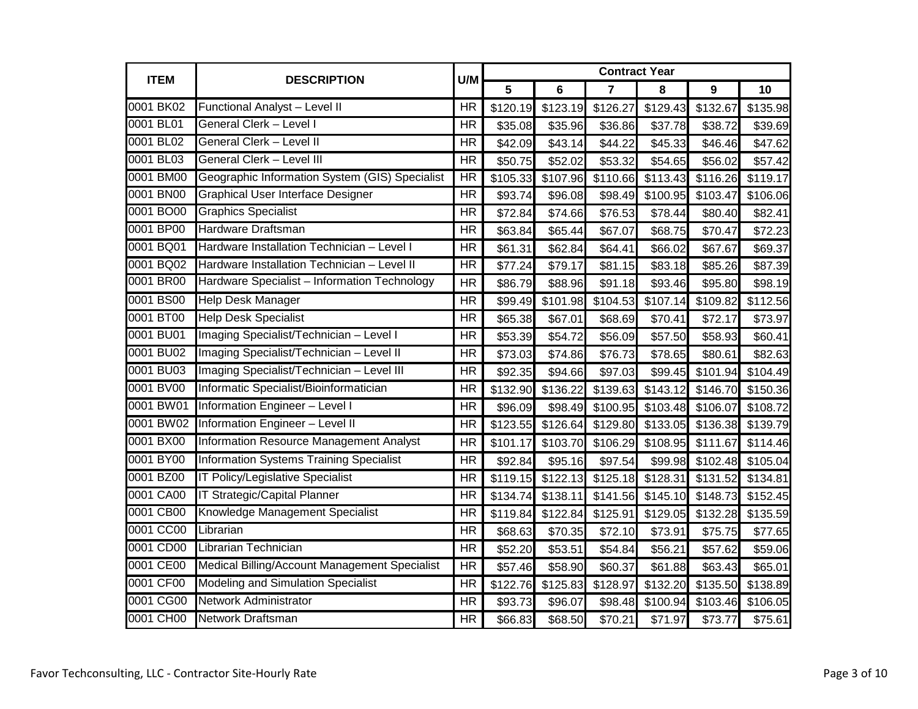| ITEM | DESCRIPTION | U/M | Contract Year | | | | | |
|---|---|---|---|---|---|---|---|---|
| | | | 5 | 6 | 7 | 8 | 9 | 10 |
| 0001 BK02 | Functional Analyst – Level II | HR | $120.19 | $123.19 | $126.27 | $129.43 | $132.67 | $135.98 |
| 0001 BL01 | General Clerk – Level I | HR | $35.08 | $35.96 | $36.86 | $37.78 | $38.72 | $39.69 |
| 0001 BL02 | General Clerk – Level II | HR | $42.09 | $43.14 | $44.22 | $45.33 | $46.46 | $47.62 |
| 0001 BL03 | General Clerk – Level III | HR | $50.75 | $52.02 | $53.32 | $54.65 | $56.02 | $57.42 |
| 0001 BM00 | Geographic Information System (GIS) Specialist | HR | $105.33 | $107.96 | $110.66 | $113.43 | $116.26 | $119.17 |
| 0001 BN00 | Graphical User Interface Designer | HR | $93.74 | $96.08 | $98.49 | $100.95 | $103.47 | $106.06 |
| 0001 BO00 | Graphics Specialist | HR | $72.84 | $74.66 | $76.53 | $78.44 | $80.40 | $82.41 |
| 0001 BP00 | Hardware Draftsman | HR | $63.84 | $65.44 | $67.07 | $68.75 | $70.47 | $72.23 |
| 0001 BQ01 | Hardware Installation Technician – Level I | HR | $61.31 | $62.84 | $64.41 | $66.02 | $67.67 | $69.37 |
| 0001 BQ02 | Hardware Installation Technician – Level II | HR | $77.24 | $79.17 | $81.15 | $83.18 | $85.26 | $87.39 |
| 0001 BR00 | Hardware Specialist – Information Technology | HR | $86.79 | $88.96 | $91.18 | $93.46 | $95.80 | $98.19 |
| 0001 BS00 | Help Desk Manager | HR | $99.49 | $101.98 | $104.53 | $107.14 | $109.82 | $112.56 |
| 0001 BT00 | Help Desk Specialist | HR | $65.38 | $67.01 | $68.69 | $70.41 | $72.17 | $73.97 |
| 0001 BU01 | Imaging Specialist/Technician – Level I | HR | $53.39 | $54.72 | $56.09 | $57.50 | $58.93 | $60.41 |
| 0001 BU02 | Imaging Specialist/Technician – Level II | HR | $73.03 | $74.86 | $76.73 | $78.65 | $80.61 | $82.63 |
| 0001 BU03 | Imaging Specialist/Technician – Level III | HR | $92.35 | $94.66 | $97.03 | $99.45 | $101.94 | $104.49 |
| 0001 BV00 | Informatic Specialist/Bioinformatician | HR | $132.90 | $136.22 | $139.63 | $143.12 | $146.70 | $150.36 |
| 0001 BW01 | Information Engineer – Level I | HR | $96.09 | $98.49 | $100.95 | $103.48 | $106.07 | $108.72 |
| 0001 BW02 | Information Engineer – Level II | HR | $123.55 | $126.64 | $129.80 | $133.05 | $136.38 | $139.79 |
| 0001 BX00 | Information Resource Management Analyst | HR | $101.17 | $103.70 | $106.29 | $108.95 | $111.67 | $114.46 |
| 0001 BY00 | Information Systems Training Specialist | HR | $92.84 | $95.16 | $97.54 | $99.98 | $102.48 | $105.04 |
| 0001 BZ00 | IT Policy/Legislative Specialist | HR | $119.15 | $122.13 | $125.18 | $128.31 | $131.52 | $134.81 |
| 0001 CA00 | IT Strategic/Capital Planner | HR | $134.74 | $138.11 | $141.56 | $145.10 | $148.73 | $152.45 |
| 0001 CB00 | Knowledge Management Specialist | HR | $119.84 | $122.84 | $125.91 | $129.05 | $132.28 | $135.59 |
| 0001 CC00 | Librarian | HR | $68.63 | $70.35 | $72.10 | $73.91 | $75.75 | $77.65 |
| 0001 CD00 | Librarian Technician | HR | $52.20 | $53.51 | $54.84 | $56.21 | $57.62 | $59.06 |
| 0001 CE00 | Medical Billing/Account Management Specialist | HR | $57.46 | $58.90 | $60.37 | $61.88 | $63.43 | $65.01 |
| 0001 CF00 | Modeling and Simulation Specialist | HR | $122.76 | $125.83 | $128.97 | $132.20 | $135.50 | $138.89 |
| 0001 CG00 | Network Administrator | HR | $93.73 | $96.07 | $98.48 | $100.94 | $103.46 | $106.05 |
| 0001 CH00 | Network Draftsman | HR | $66.83 | $68.50 | $70.21 | $71.97 | $73.77 | $75.61 |

Favor Techconsulting, LLC - Contractor Site-Hourly Rate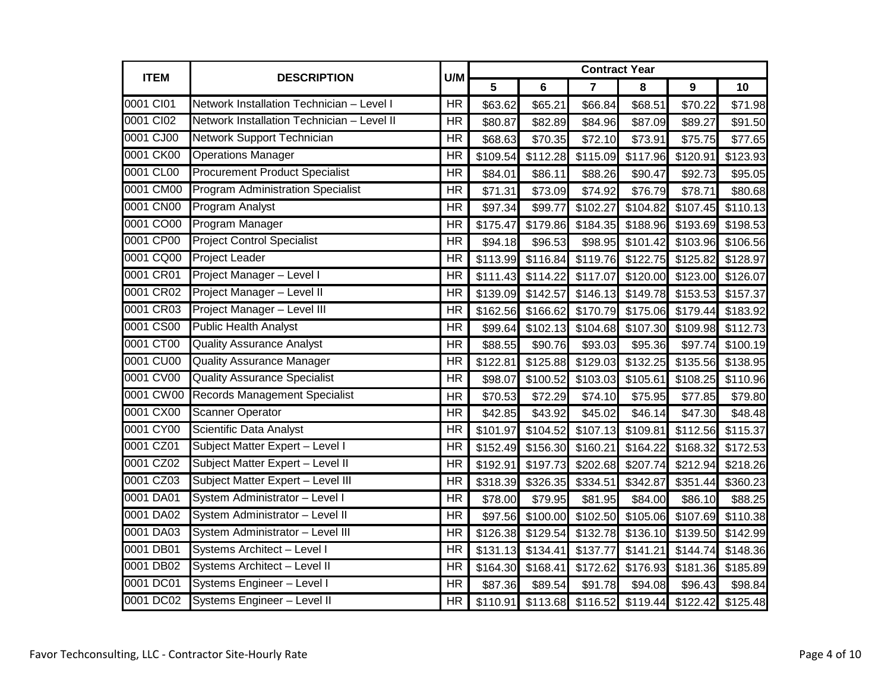| ITEM | DESCRIPTION | U/M | Contract Year | | | | | |
|---|---|---|---|---|---|---|---|---|
| | | | 5 | 6 | 7 | 8 | 9 | 10 |
| 0001 CI01 | Network Installation Technician – Level I | HR | $63.62 | $65.21 | $66.84 | $68.51 | $70.22 | $71.98 |
| 0001 CI02 | Network Installation Technician – Level II | HR | $80.87 | $82.89 | $84.96 | $87.09 | $89.27 | $91.50 |
| 0001 CJ00 | Network Support Technician | HR | $68.63 | $70.35 | $72.10 | $73.91 | $75.75 | $77.65 |
| 0001 CK00 | Operations Manager | HR | $109.54 | $112.28 | $115.09 | $117.96 | $120.91 | $123.93 |
| 0001 CL00 | Procurement Product Specialist | HR | $84.01 | $86.11 | $88.26 | $90.47 | $92.73 | $95.05 |
| 0001 CM00 | Program Administration Specialist | HR | $71.31 | $73.09 | $74.92 | $76.79 | $78.71 | $80.68 |
| 0001 CN00 | Program Analyst | HR | $97.34 | $99.77 | $102.27 | $104.82 | $107.45 | $110.13 |
| 0001 CO00 | Program Manager | HR | $175.47 | $179.86 | $184.35 | $188.96 | $193.69 | $198.53 |
| 0001 CP00 | Project Control Specialist | HR | $94.18 | $96.53 | $98.95 | $101.42 | $103.96 | $106.56 |
| 0001 CQ00 | Project Leader | HR | $113.99 | $116.84 | $119.76 | $122.75 | $125.82 | $128.97 |
| 0001 CR01 | Project Manager – Level I | HR | $111.43 | $114.22 | $117.07 | $120.00 | $123.00 | $126.07 |
| 0001 CR02 | Project Manager – Level II | HR | $139.09 | $142.57 | $146.13 | $149.78 | $153.53 | $157.37 |
| 0001 CR03 | Project Manager – Level III | HR | $162.56 | $166.62 | $170.79 | $175.06 | $179.44 | $183.92 |
| 0001 CS00 | Public Health Analyst | HR | $99.64 | $102.13 | $104.68 | $107.30 | $109.98 | $112.73 |
| 0001 CT00 | Quality Assurance Analyst | HR | $88.55 | $90.76 | $93.03 | $95.36 | $97.74 | $100.19 |
| 0001 CU00 | Quality Assurance Manager | HR | $122.81 | $125.88 | $129.03 | $132.25 | $135.56 | $138.95 |
| 0001 CV00 | Quality Assurance Specialist | HR | $98.07 | $100.52 | $103.03 | $105.61 | $108.25 | $110.96 |
| 0001 CW00 | Records Management Specialist | HR | $70.53 | $72.29 | $74.10 | $75.95 | $77.85 | $79.80 |
| 0001 CX00 | Scanner Operator | HR | $42.85 | $43.92 | $45.02 | $46.14 | $47.30 | $48.48 |
| 0001 CY00 | Scientific Data Analyst | HR | $101.97 | $104.52 | $107.13 | $109.81 | $112.56 | $115.37 |
| 0001 CZ01 | Subject Matter Expert – Level I | HR | $152.49 | $156.30 | $160.21 | $164.22 | $168.32 | $172.53 |
| 0001 CZ02 | Subject Matter Expert – Level II | HR | $192.91 | $197.73 | $202.68 | $207.74 | $212.94 | $218.26 |
| 0001 CZ03 | Subject Matter Expert – Level III | HR | $318.39 | $326.35 | $334.51 | $342.87 | $351.44 | $360.23 |
| 0001 DA01 | System Administrator – Level I | HR | $78.00 | $79.95 | $81.95 | $84.00 | $86.10 | $88.25 |
| 0001 DA02 | System Administrator – Level II | HR | $97.56 | $100.00 | $102.50 | $105.06 | $107.69 | $110.38 |
| 0001 DA03 | System Administrator – Level III | HR | $126.38 | $129.54 | $132.78 | $136.10 | $139.50 | $142.99 |
| 0001 DB01 | Systems Architect – Level I | HR | $131.13 | $134.41 | $137.77 | $141.21 | $144.74 | $148.36 |
| 0001 DB02 | Systems Architect – Level II | HR | $164.30 | $168.41 | $172.62 | $176.93 | $181.36 | $185.89 |
| 0001 DC01 | Systems Engineer – Level I | HR | $87.36 | $89.54 | $91.78 | $94.08 | $96.43 | $98.84 |
| 0001 DC02 | Systems Engineer – Level II | HR | $110.91 | $113.68 | $116.52 | $119.44 | $122.42 | $125.48 |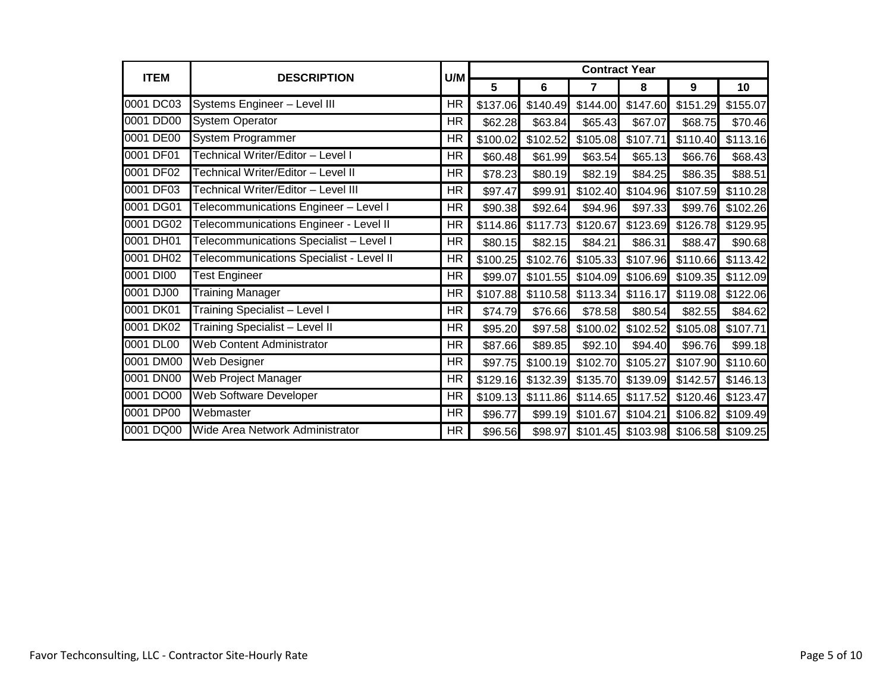| ITEM | DESCRIPTION | U/M | Contract Year | | | | | |
|---|---|---|---|---|---|---|---|---|
| | | | 5 | 6 | 7 | 8 | 9 | 10 |
| 0001 DC03 | Systems Engineer – Level III | HR | $137.06 | $140.49 | $144.00 | $147.60 | $151.29 | $155.07 |
| 0001 DD00 | System Operator | HR | $62.28 | $63.84 | $65.43 | $67.07 | $68.75 | $70.46 |
| 0001 DE00 | System Programmer | HR | $100.02 | $102.52 | $105.08 | $107.71 | $110.40 | $113.16 |
| 0001 DF01 | Technical Writer/Editor – Level I | HR | $60.48 | $61.99 | $63.54 | $65.13 | $66.76 | $68.43 |
| 0001 DF02 | Technical Writer/Editor – Level II | HR | $78.23 | $80.19 | $82.19 | $84.25 | $86.35 | $88.51 |
| 0001 DF03 | Technical Writer/Editor – Level III | HR | $97.47 | $99.91 | $102.40 | $104.96 | $107.59 | $110.28 |
| 0001 DG01 | Telecommunications Engineer – Level I | HR | $90.38 | $92.64 | $94.96 | $97.33 | $99.76 | $102.26 |
| 0001 DG02 | Telecommunications Engineer - Level II | HR | $114.86 | $117.73 | $120.67 | $123.69 | $126.78 | $129.95 |
| 0001 DH01 | Telecommunications Specialist – Level I | HR | $80.15 | $82.15 | $84.21 | $86.31 | $88.47 | $90.68 |
| 0001 DH02 | Telecommunications Specialist - Level II | HR | $100.25 | $102.76 | $105.33 | $107.96 | $110.66 | $113.42 |
| 0001 DI00 | Test Engineer | HR | $99.07 | $101.55 | $104.09 | $106.69 | $109.35 | $112.09 |
| 0001 DJ00 | Training Manager | HR | $107.88 | $110.58 | $113.34 | $116.17 | $119.08 | $122.06 |
| 0001 DK01 | Training Specialist – Level I | HR | $74.79 | $76.66 | $78.58 | $80.54 | $82.55 | $84.62 |
| 0001 DK02 | Training Specialist – Level II | HR | $95.20 | $97.58 | $100.02 | $102.52 | $105.08 | $107.71 |
| 0001 DL00 | Web Content Administrator | HR | $87.66 | $89.85 | $92.10 | $94.40 | $96.76 | $99.18 |
| 0001 DM00 | Web Designer | HR | $97.75 | $100.19 | $102.70 | $105.27 | $107.90 | $110.60 |
| 0001 DN00 | Web Project Manager | HR | $129.16 | $132.39 | $135.70 | $139.09 | $142.57 | $146.13 |
| 0001 DO00 | Web Software Developer | HR | $109.13 | $111.86 | $114.65 | $117.52 | $120.46 | $123.47 |
| 0001 DP00 | Webmaster | HR | $96.77 | $99.19 | $101.67 | $104.21 | $106.82 | $109.49 |
| 0001 DQ00 | Wide Area Network Administrator | HR | $96.56 | $98.97 | $101.45 | $103.98 | $106.58 | $109.25 |